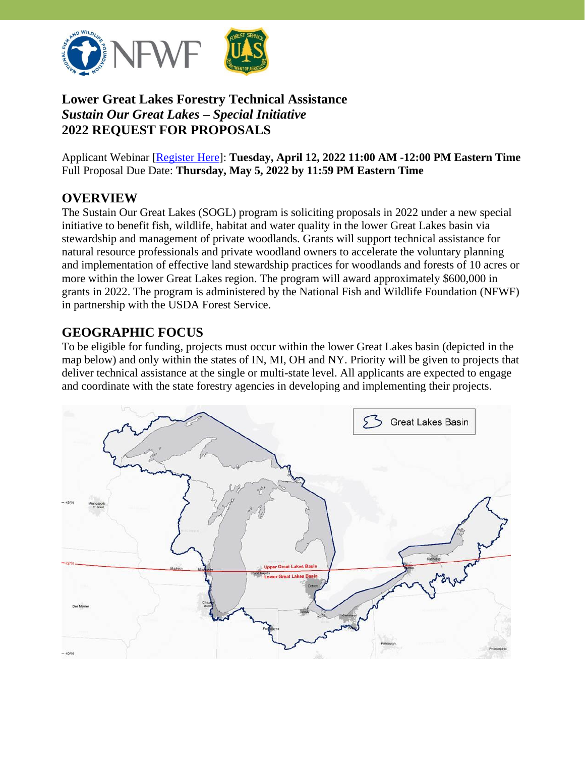# Lower Great Lakes Forestry Technical Assistance
***Sustain Our Great Lakes – Special Initiative***
**2022 REQUEST FOR PROPOSALS**

Applicant Webinar [Register Here]: **Tuesday, April 12, 2022 11:00 AM -12:00 PM Eastern Time**
Full Proposal Due Date: **Thursday, May 5, 2022 by 11:59 PM Eastern Time**

## OVERVIEW

The Sustain Our Great Lakes (SOGL) program is soliciting proposals in 2022 under a new special initiative to benefit fish, wildlife, habitat and water quality in the lower Great Lakes basin via stewardship and management of private woodlands. Grants will support technical assistance for natural resource professionals and private woodland owners to accelerate the voluntary planning and implementation of effective land stewardship practices for woodlands and forests of 10 acres or more within the lower Great Lakes region. The program will award approximately $600,000 in grants in 2022. The program is administered by the National Fish and Wildlife Foundation (NFWF) in partnership with the USDA Forest Service.

## GEOGRAPHIC FOCUS

To be eligible for funding, projects must occur within the lower Great Lakes basin (depicted in the map below) and only within the states of IN, MI, OH and NY. Priority will be given to projects that deliver technical assistance at the single or multi-state level. All applicants are expected to engage and coordinate with the state forestry agencies in developing and implementing their projects.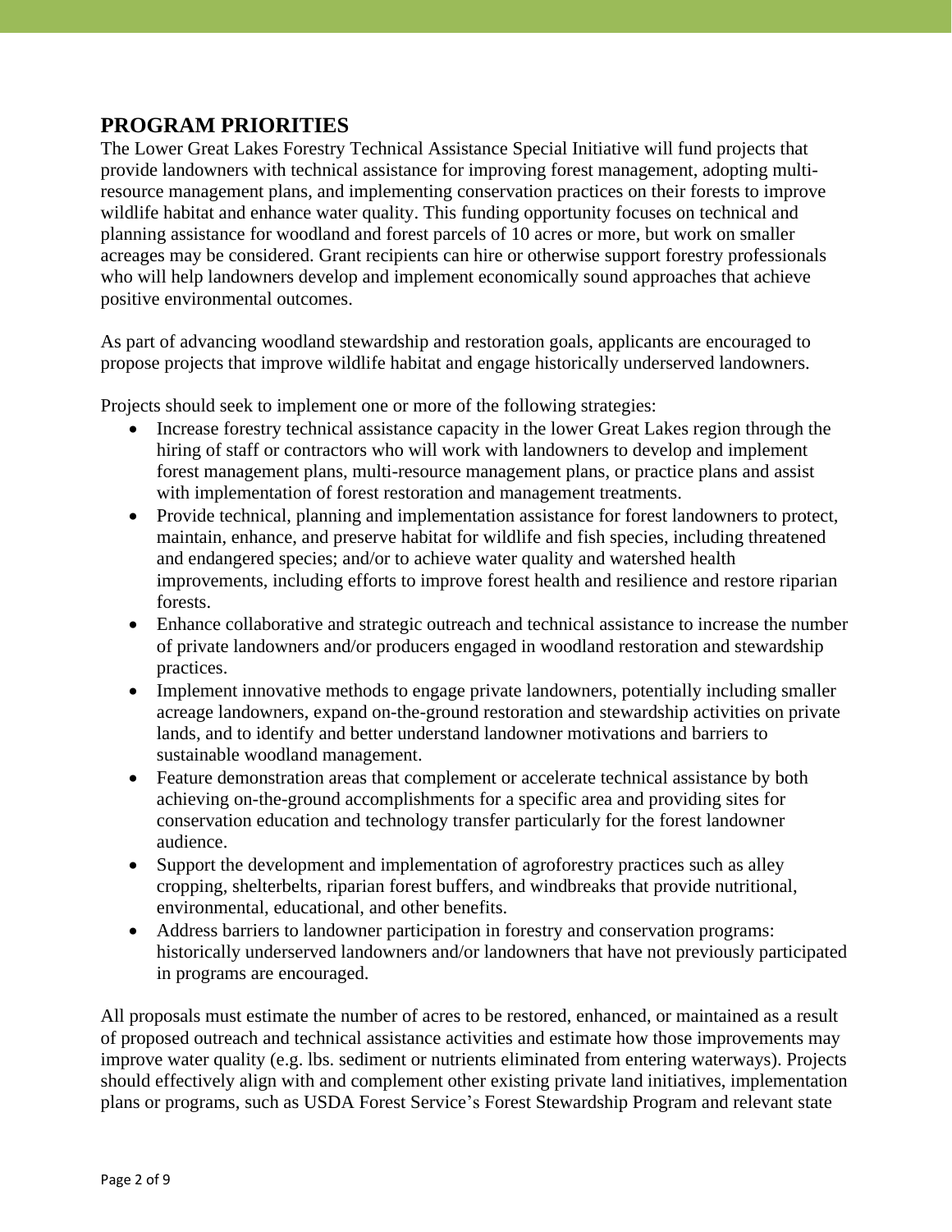## PROGRAM PRIORITIES

The Lower Great Lakes Forestry Technical Assistance Special Initiative will fund projects that provide landowners with technical assistance for improving forest management, adopting multi-resource management plans, and implementing conservation practices on their forests to improve wildlife habitat and enhance water quality. This funding opportunity focuses on technical and planning assistance for woodland and forest parcels of 10 acres or more, but work on smaller acreages may be considered. Grant recipients can hire or otherwise support forestry professionals who will help landowners develop and implement economically sound approaches that achieve positive environmental outcomes.

As part of advancing woodland stewardship and restoration goals, applicants are encouraged to propose projects that improve wildlife habitat and engage historically underserved landowners.

Projects should seek to implement one or more of the following strategies:

- Increase forestry technical assistance capacity in the lower Great Lakes region through the hiring of staff or contractors who will work with landowners to develop and implement forest management plans, multi-resource management plans, or practice plans and assist with implementation of forest restoration and management treatments.
- Provide technical, planning and implementation assistance for forest landowners to protect, maintain, enhance, and preserve habitat for wildlife and fish species, including threatened and endangered species; and/or to achieve water quality and watershed health improvements, including efforts to improve forest health and resilience and restore riparian forests.
- Enhance collaborative and strategic outreach and technical assistance to increase the number of private landowners and/or producers engaged in woodland restoration and stewardship practices.
- Implement innovative methods to engage private landowners, potentially including smaller acreage landowners, expand on-the-ground restoration and stewardship activities on private lands, and to identify and better understand landowner motivations and barriers to sustainable woodland management.
- Feature demonstration areas that complement or accelerate technical assistance by both achieving on-the-ground accomplishments for a specific area and providing sites for conservation education and technology transfer particularly for the forest landowner audience.
- Support the development and implementation of agroforestry practices such as alley cropping, shelterbelts, riparian forest buffers, and windbreaks that provide nutritional, environmental, educational, and other benefits.
- Address barriers to landowner participation in forestry and conservation programs: historically underserved landowners and/or landowners that have not previously participated in programs are encouraged.

All proposals must estimate the number of acres to be restored, enhanced, or maintained as a result of proposed outreach and technical assistance activities and estimate how those improvements may improve water quality (e.g. lbs. sediment or nutrients eliminated from entering waterways). Projects should effectively align with and complement other existing private land initiatives, implementation plans or programs, such as USDA Forest Service's Forest Stewardship Program and relevant state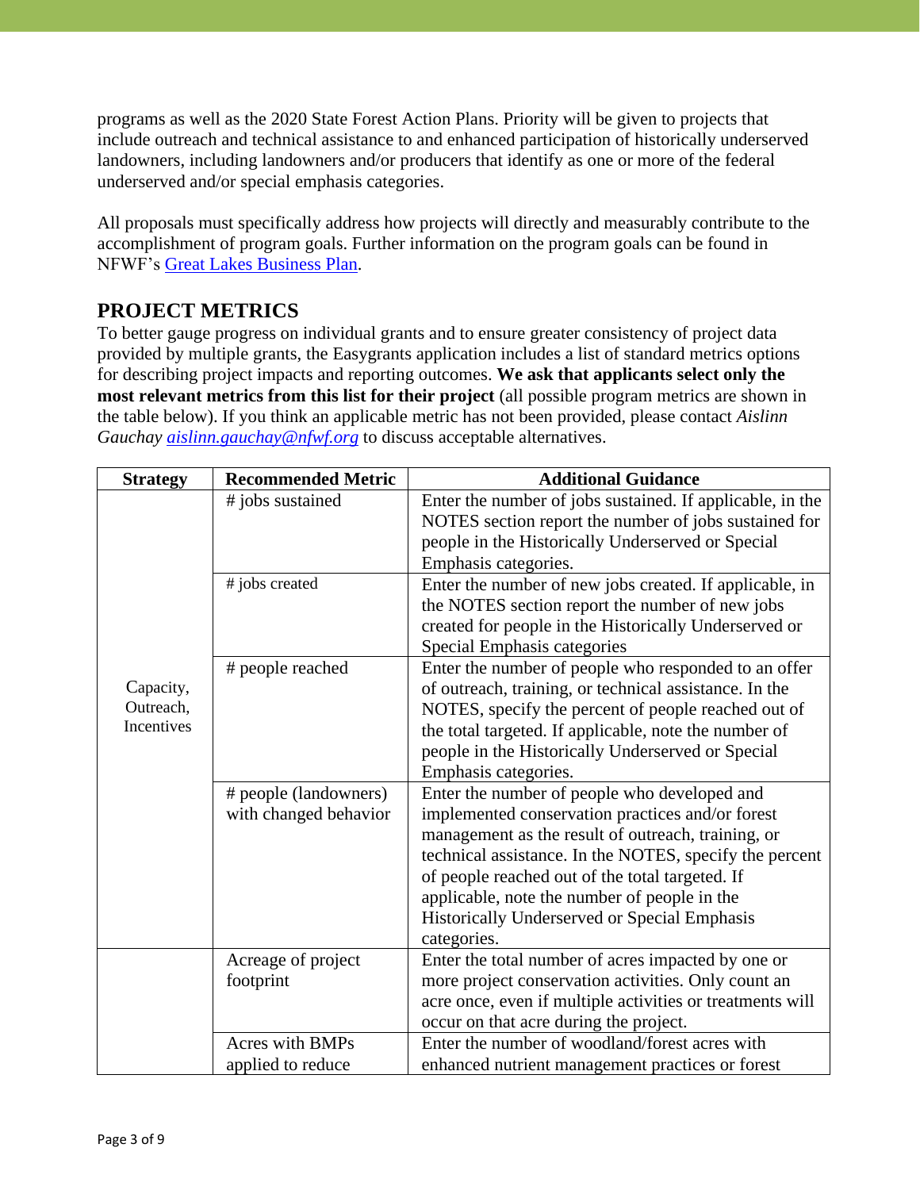programs as well as the 2020 State Forest Action Plans. Priority will be given to projects that include outreach and technical assistance to and enhanced participation of historically underserved landowners, including landowners and/or producers that identify as one or more of the federal underserved and/or special emphasis categories.

All proposals must specifically address how projects will directly and measurably contribute to the accomplishment of program goals. Further information on the program goals can be found in NFWF's [Great Lakes Business Plan](#).

## PROJECT METRICS

To better gauge progress on individual grants and to ensure greater consistency of project data provided by multiple grants, the Easygrants application includes a list of standard metrics options for describing project impacts and reporting outcomes. **We ask that applicants select only the most relevant metrics from this list for their project** (all possible program metrics are shown in the table below). If you think an applicable metric has not been provided, please contact *Aislinn Gauchay [aislinn.gauchay@nfwf.org](mailto:aislinn.gauchay@nfwf.org)* to discuss acceptable alternatives.

| Strategy | Recommended Metric | Additional Guidance |
|---|---|---|
| Capacity, Outreach, Incentives | # jobs sustained | Enter the number of jobs sustained. If applicable, in the NOTES section report the number of jobs sustained for people in the Historically Underserved or Special Emphasis categories. |
| | # jobs created | Enter the number of new jobs created. If applicable, in the NOTES section report the number of new jobs created for people in the Historically Underserved or Special Emphasis categories |
| | # people reached | Enter the number of people who responded to an offer of outreach, training, or technical assistance. In the NOTES, specify the percent of people reached out of the total targeted. If applicable, note the number of people in the Historically Underserved or Special Emphasis categories. |
| | # people (landowners) with changed behavior | Enter the number of people who developed and implemented conservation practices and/or forest management as the result of outreach, training, or technical assistance. In the NOTES, specify the percent of people reached out of the total targeted. If applicable, note the number of people in the Historically Underserved or Special Emphasis categories. |
| | Acreage of project footprint | Enter the total number of acres impacted by one or more project conservation activities. Only count an acre once, even if multiple activities or treatments will occur on that acre during the project. |
| | Acres with BMPs applied to reduce | Enter the number of woodland/forest acres with enhanced nutrient management practices or forest |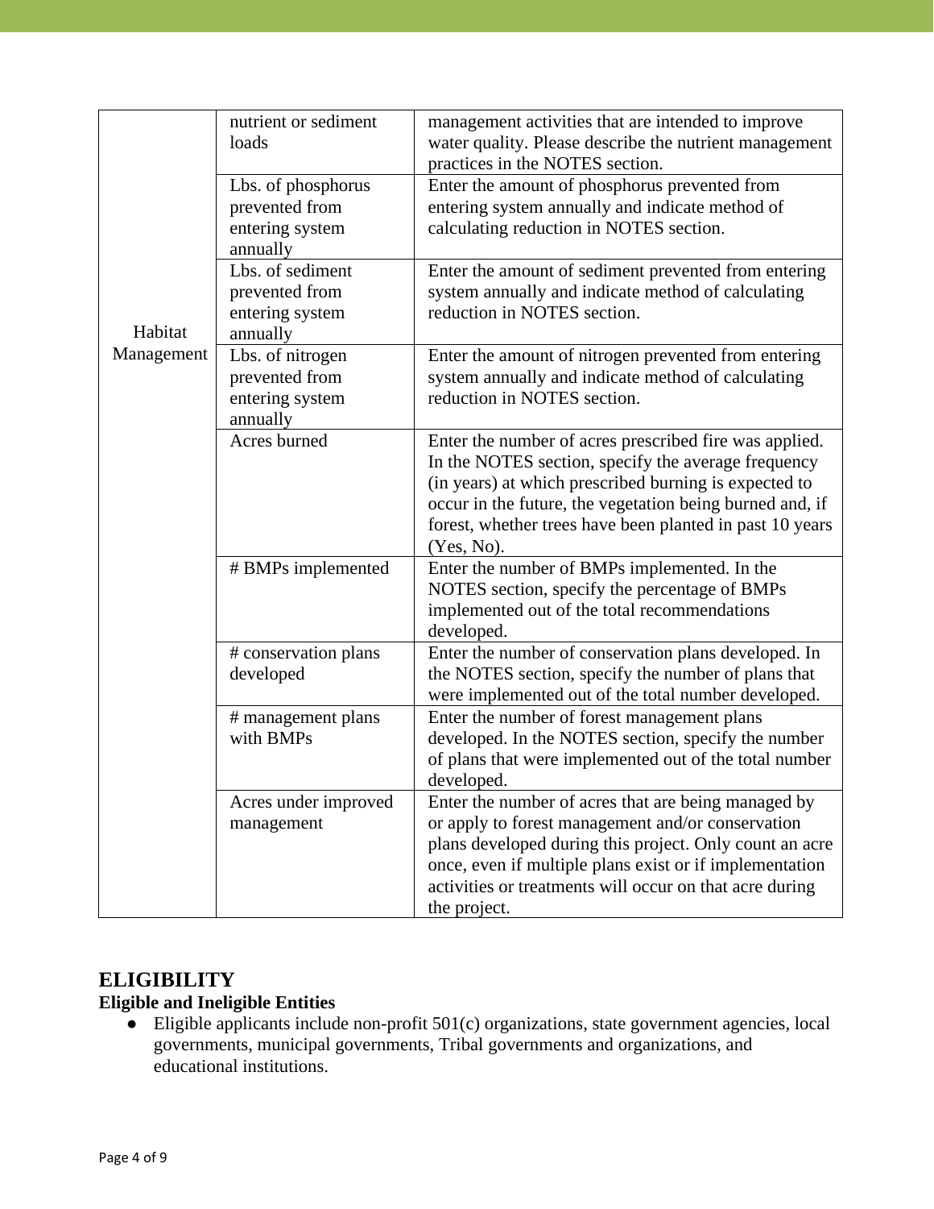| | | |
|---|---|---|
| Habitat Management | nutrient or sediment loads | management activities that are intended to improve water quality. Please describe the nutrient management practices in the NOTES section. |
| | Lbs. of phosphorus prevented from entering system annually | Enter the amount of phosphorus prevented from entering system annually and indicate method of calculating reduction in NOTES section. |
| | Lbs. of sediment prevented from entering system annually | Enter the amount of sediment prevented from entering system annually and indicate method of calculating reduction in NOTES section. |
| | Lbs. of nitrogen prevented from entering system annually | Enter the amount of nitrogen prevented from entering system annually and indicate method of calculating reduction in NOTES section. |
| | Acres burned | Enter the number of acres prescribed fire was applied. In the NOTES section, specify the average frequency (in years) at which prescribed burning is expected to occur in the future, the vegetation being burned and, if forest, whether trees have been planted in past 10 years (Yes, No). |
| | # BMPs implemented | Enter the number of BMPs implemented. In the NOTES section, specify the percentage of BMPs implemented out of the total recommendations developed. |
| | # conservation plans developed | Enter the number of conservation plans developed. In the NOTES section, specify the number of plans that were implemented out of the total number developed. |
| | # management plans with BMPs | Enter the number of forest management plans developed. In the NOTES section, specify the number of plans that were implemented out of the total number developed. |
| | Acres under improved management | Enter the number of acres that are being managed by or apply to forest management and/or conservation plans developed during this project. Only count an acre once, even if multiple plans exist or if implementation activities or treatments will occur on that acre during the project. |

## ELIGIBILITY

**Eligible and Ineligible Entities**

- Eligible applicants include non-profit 501(c) organizations, state government agencies, local governments, municipal governments, Tribal governments and organizations, and educational institutions.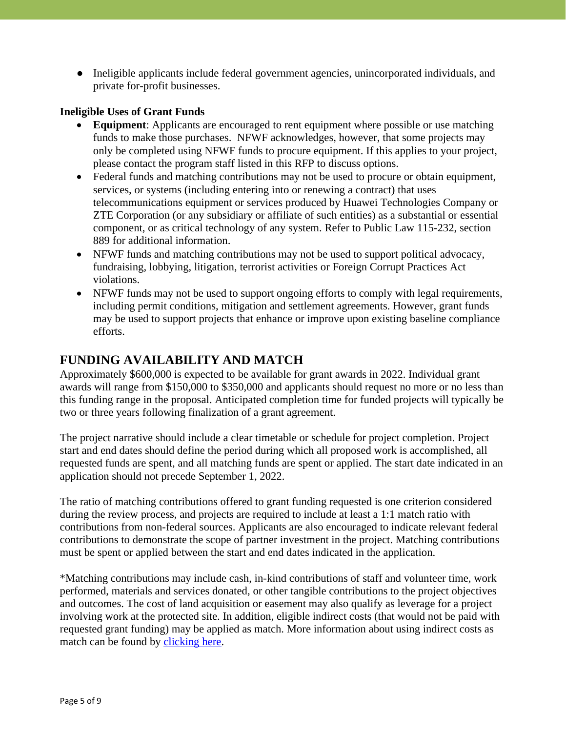- Ineligible applicants include federal government agencies, unincorporated individuals, and private for-profit businesses.

**Ineligible Uses of Grant Funds**

- **Equipment**: Applicants are encouraged to rent equipment where possible or use matching funds to make those purchases. NFWF acknowledges, however, that some projects may only be completed using NFWF funds to procure equipment. If this applies to your project, please contact the program staff listed in this RFP to discuss options.
- Federal funds and matching contributions may not be used to procure or obtain equipment, services, or systems (including entering into or renewing a contract) that uses telecommunications equipment or services produced by Huawei Technologies Company or ZTE Corporation (or any subsidiary or affiliate of such entities) as a substantial or essential component, or as critical technology of any system. Refer to Public Law 115-232, section 889 for additional information.
- NFWF funds and matching contributions may not be used to support political advocacy, fundraising, lobbying, litigation, terrorist activities or Foreign Corrupt Practices Act violations.
- NFWF funds may not be used to support ongoing efforts to comply with legal requirements, including permit conditions, mitigation and settlement agreements. However, grant funds may be used to support projects that enhance or improve upon existing baseline compliance efforts.

## FUNDING AVAILABILITY AND MATCH

Approximately $600,000 is expected to be available for grant awards in 2022. Individual grant awards will range from $150,000 to $350,000 and applicants should request no more or no less than this funding range in the proposal. Anticipated completion time for funded projects will typically be two or three years following finalization of a grant agreement.

The project narrative should include a clear timetable or schedule for project completion. Project start and end dates should define the period during which all proposed work is accomplished, all requested funds are spent, and all matching funds are spent or applied. The start date indicated in an application should not precede September 1, 2022.

The ratio of matching contributions offered to grant funding requested is one criterion considered during the review process, and projects are required to include at least a 1:1 match ratio with contributions from non-federal sources. Applicants are also encouraged to indicate relevant federal contributions to demonstrate the scope of partner investment in the project. Matching contributions must be spent or applied between the start and end dates indicated in the application.

*Matching contributions may include cash, in-kind contributions of staff and volunteer time, work performed, materials and services donated, or other tangible contributions to the project objectives and outcomes. The cost of land acquisition or easement may also qualify as leverage for a project involving work at the protected site. In addition, eligible indirect costs (that would not be paid with requested grant funding) may be applied as match. More information about using indirect costs as match can be found by clicking here.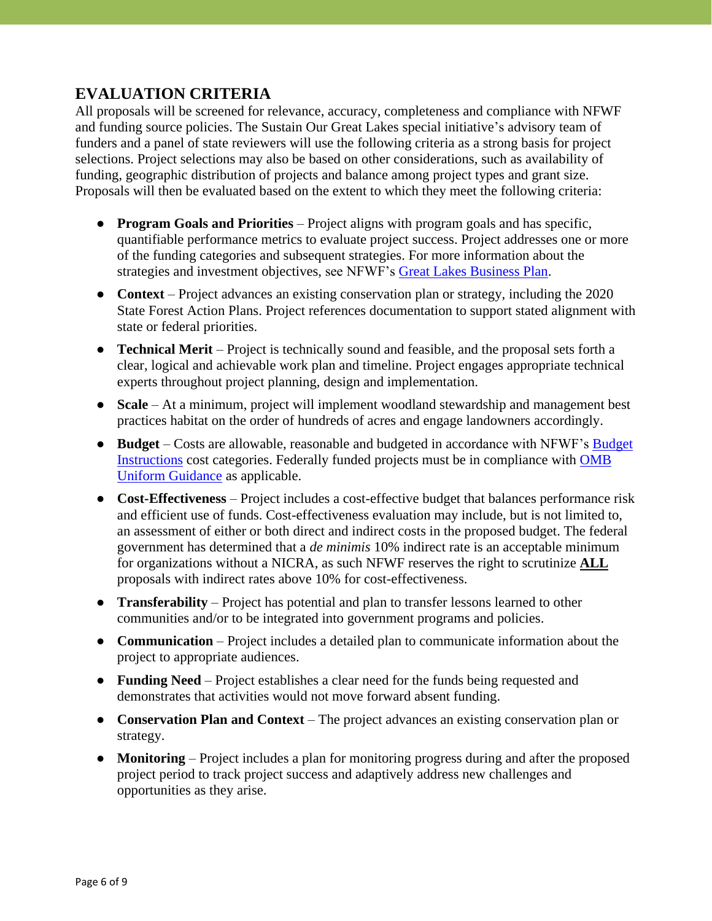## EVALUATION CRITERIA

All proposals will be screened for relevance, accuracy, completeness and compliance with NFWF and funding source policies. The Sustain Our Great Lakes special initiative's advisory team of funders and a panel of state reviewers will use the following criteria as a strong basis for project selections. Project selections may also be based on other considerations, such as availability of funding, geographic distribution of projects and balance among project types and grant size. Proposals will then be evaluated based on the extent to which they meet the following criteria:

- **Program Goals and Priorities** – Project aligns with program goals and has specific, quantifiable performance metrics to evaluate project success. Project addresses one or more of the funding categories and subsequent strategies. For more information about the strategies and investment objectives, see NFWF's Great Lakes Business Plan.
- **Context** – Project advances an existing conservation plan or strategy, including the 2020 State Forest Action Plans. Project references documentation to support stated alignment with state or federal priorities.
- **Technical Merit** – Project is technically sound and feasible, and the proposal sets forth a clear, logical and achievable work plan and timeline. Project engages appropriate technical experts throughout project planning, design and implementation.
- **Scale** – At a minimum, project will implement woodland stewardship and management best practices habitat on the order of hundreds of acres and engage landowners accordingly.
- **Budget** – Costs are allowable, reasonable and budgeted in accordance with NFWF's Budget Instructions cost categories. Federally funded projects must be in compliance with OMB Uniform Guidance as applicable.
- **Cost-Effectiveness** – Project includes a cost-effective budget that balances performance risk and efficient use of funds. Cost-effectiveness evaluation may include, but is not limited to, an assessment of either or both direct and indirect costs in the proposed budget. The federal government has determined that a *de minimis* 10% indirect rate is an acceptable minimum for organizations without a NICRA, as such NFWF reserves the right to scrutinize **ALL** proposals with indirect rates above 10% for cost-effectiveness.
- **Transferability** – Project has potential and plan to transfer lessons learned to other communities and/or to be integrated into government programs and policies.
- **Communication** – Project includes a detailed plan to communicate information about the project to appropriate audiences.
- **Funding Need** – Project establishes a clear need for the funds being requested and demonstrates that activities would not move forward absent funding.
- **Conservation Plan and Context** – The project advances an existing conservation plan or strategy.
- **Monitoring** – Project includes a plan for monitoring progress during and after the proposed project period to track project success and adaptively address new challenges and opportunities as they arise.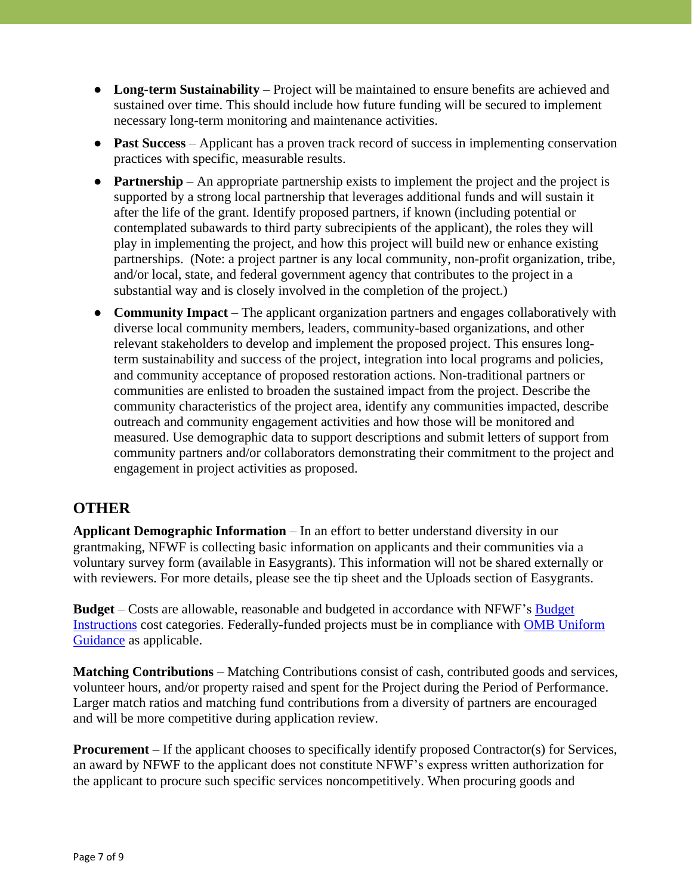- **Long-term Sustainability** – Project will be maintained to ensure benefits are achieved and sustained over time. This should include how future funding will be secured to implement necessary long-term monitoring and maintenance activities.
- **Past Success** – Applicant has a proven track record of success in implementing conservation practices with specific, measurable results.
- **Partnership** – An appropriate partnership exists to implement the project and the project is supported by a strong local partnership that leverages additional funds and will sustain it after the life of the grant. Identify proposed partners, if known (including potential or contemplated subawards to third party subrecipients of the applicant), the roles they will play in implementing the project, and how this project will build new or enhance existing partnerships. (Note: a project partner is any local community, non-profit organization, tribe, and/or local, state, and federal government agency that contributes to the project in a substantial way and is closely involved in the completion of the project.)
- **Community Impact** – The applicant organization partners and engages collaboratively with diverse local community members, leaders, community-based organizations, and other relevant stakeholders to develop and implement the proposed project. This ensures long-term sustainability and success of the project, integration into local programs and policies, and community acceptance of proposed restoration actions. Non-traditional partners or communities are enlisted to broaden the sustained impact from the project. Describe the community characteristics of the project area, identify any communities impacted, describe outreach and community engagement activities and how those will be monitored and measured. Use demographic data to support descriptions and submit letters of support from community partners and/or collaborators demonstrating their commitment to the project and engagement in project activities as proposed.

## OTHER

**Applicant Demographic Information** – In an effort to better understand diversity in our grantmaking, NFWF is collecting basic information on applicants and their communities via a voluntary survey form (available in Easygrants). This information will not be shared externally or with reviewers. For more details, please see the tip sheet and the Uploads section of Easygrants.

**Budget** – Costs are allowable, reasonable and budgeted in accordance with NFWF's Budget Instructions cost categories. Federally-funded projects must be in compliance with OMB Uniform Guidance as applicable.

**Matching Contributions** – Matching Contributions consist of cash, contributed goods and services, volunteer hours, and/or property raised and spent for the Project during the Period of Performance. Larger match ratios and matching fund contributions from a diversity of partners are encouraged and will be more competitive during application review.

**Procurement** – If the applicant chooses to specifically identify proposed Contractor(s) for Services, an award by NFWF to the applicant does not constitute NFWF's express written authorization for the applicant to procure such specific services noncompetitively. When procuring goods and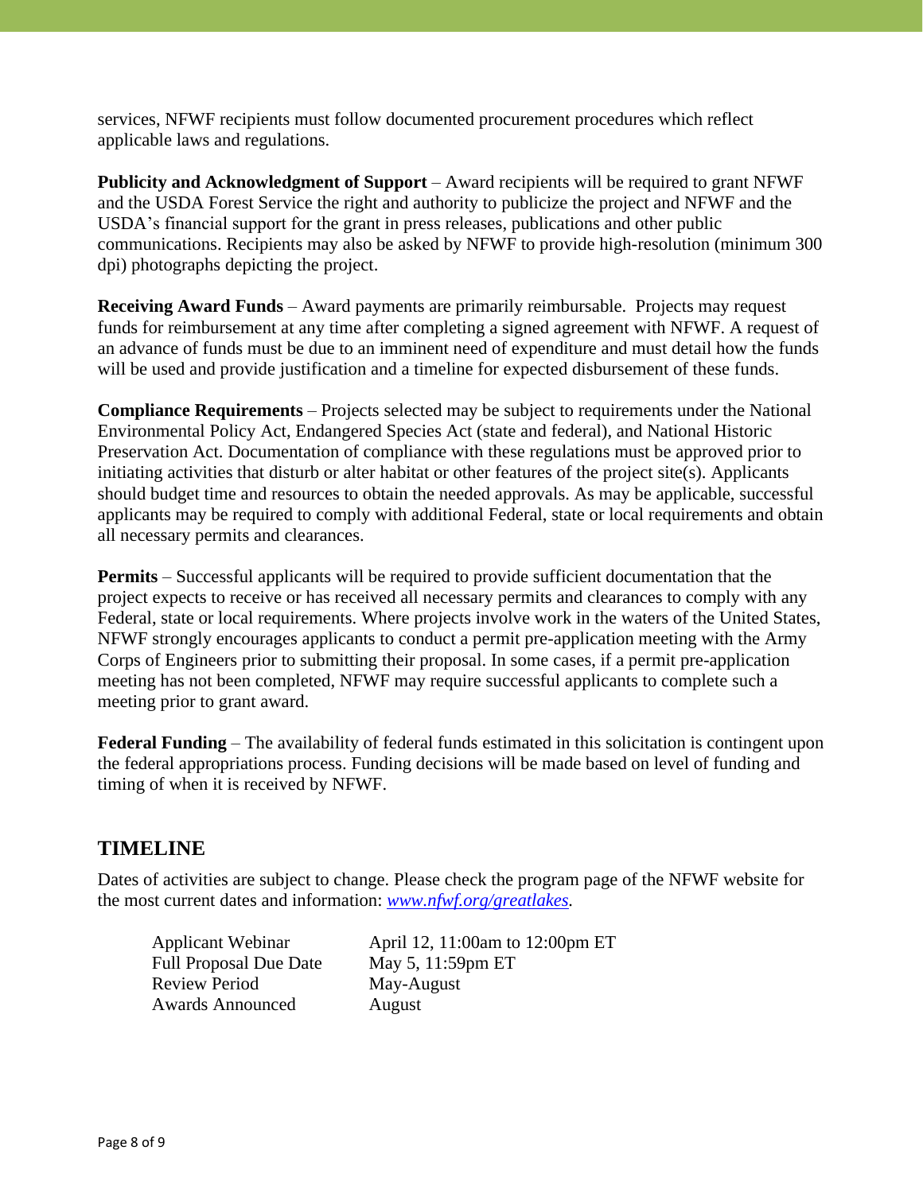services, NFWF recipients must follow documented procurement procedures which reflect applicable laws and regulations.

**Publicity and Acknowledgment of Support** – Award recipients will be required to grant NFWF and the USDA Forest Service the right and authority to publicize the project and NFWF and the USDA's financial support for the grant in press releases, publications and other public communications. Recipients may also be asked by NFWF to provide high-resolution (minimum 300 dpi) photographs depicting the project.

**Receiving Award Funds** – Award payments are primarily reimbursable. Projects may request funds for reimbursement at any time after completing a signed agreement with NFWF. A request of an advance of funds must be due to an imminent need of expenditure and must detail how the funds will be used and provide justification and a timeline for expected disbursement of these funds.

**Compliance Requirements** – Projects selected may be subject to requirements under the National Environmental Policy Act, Endangered Species Act (state and federal), and National Historic Preservation Act. Documentation of compliance with these regulations must be approved prior to initiating activities that disturb or alter habitat or other features of the project site(s). Applicants should budget time and resources to obtain the needed approvals. As may be applicable, successful applicants may be required to comply with additional Federal, state or local requirements and obtain all necessary permits and clearances.

**Permits** – Successful applicants will be required to provide sufficient documentation that the project expects to receive or has received all necessary permits and clearances to comply with any Federal, state or local requirements. Where projects involve work in the waters of the United States, NFWF strongly encourages applicants to conduct a permit pre-application meeting with the Army Corps of Engineers prior to submitting their proposal. In some cases, if a permit pre-application meeting has not been completed, NFWF may require successful applicants to complete such a meeting prior to grant award.

**Federal Funding** – The availability of federal funds estimated in this solicitation is contingent upon the federal appropriations process. Funding decisions will be made based on level of funding and timing of when it is received by NFWF.

## TIMELINE

Dates of activities are subject to change. Please check the program page of the NFWF website for the most current dates and information: *www.nfwf.org/greatlakes*.

| | |
|---|---|
| Applicant Webinar | April 12, 11:00am to 12:00pm ET |
| Full Proposal Due Date | May 5, 11:59pm ET |
| Review Period | May-August |
| Awards Announced | August |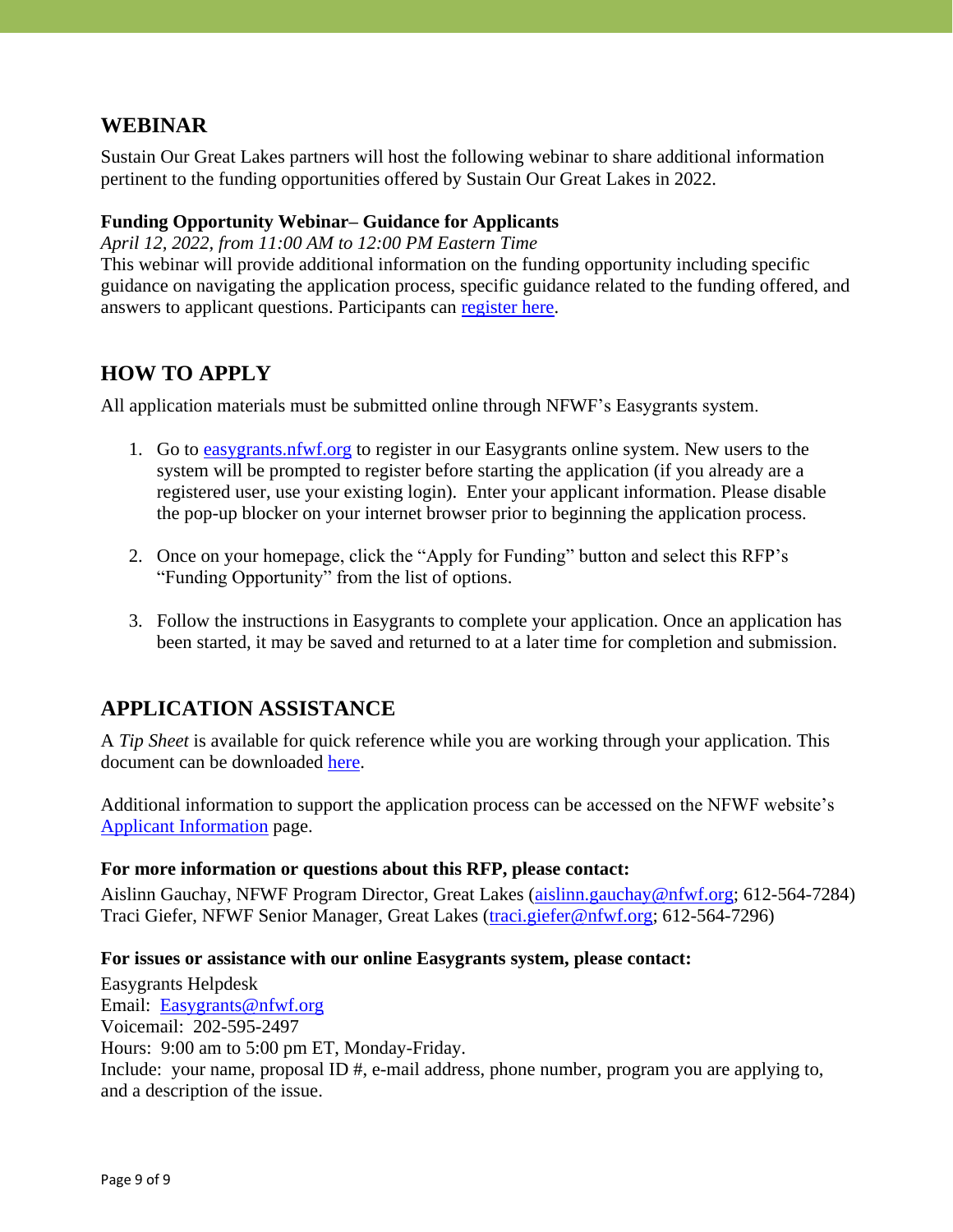## WEBINAR

Sustain Our Great Lakes partners will host the following webinar to share additional information pertinent to the funding opportunities offered by Sustain Our Great Lakes in 2022.

**Funding Opportunity Webinar– Guidance for Applicants**

*April 12, 2022, from 11:00 AM to 12:00 PM Eastern Time*

This webinar will provide additional information on the funding opportunity including specific guidance on navigating the application process, specific guidance related to the funding offered, and answers to applicant questions. Participants can register here.

## HOW TO APPLY

All application materials must be submitted online through NFWF's Easygrants system.

1. Go to easygrants.nfwf.org to register in our Easygrants online system. New users to the system will be prompted to register before starting the application (if you already are a registered user, use your existing login). Enter your applicant information. Please disable the pop-up blocker on your internet browser prior to beginning the application process.

2. Once on your homepage, click the "Apply for Funding" button and select this RFP's "Funding Opportunity" from the list of options.

3. Follow the instructions in Easygrants to complete your application. Once an application has been started, it may be saved and returned to at a later time for completion and submission.

## APPLICATION ASSISTANCE

A *Tip Sheet* is available for quick reference while you are working through your application. This document can be downloaded here.

Additional information to support the application process can be accessed on the NFWF website's Applicant Information page.

**For more information or questions about this RFP, please contact:**

Aislinn Gauchay, NFWF Program Director, Great Lakes (aislinn.gauchay@nfwf.org; 612-564-7284)
Traci Giefer, NFWF Senior Manager, Great Lakes (traci.giefer@nfwf.org; 612-564-7296)

**For issues or assistance with our online Easygrants system, please contact:**

Easygrants Helpdesk
Email: Easygrants@nfwf.org
Voicemail: 202-595-2497
Hours: 9:00 am to 5:00 pm ET, Monday-Friday.
Include: your name, proposal ID #, e-mail address, phone number, program you are applying to, and a description of the issue.